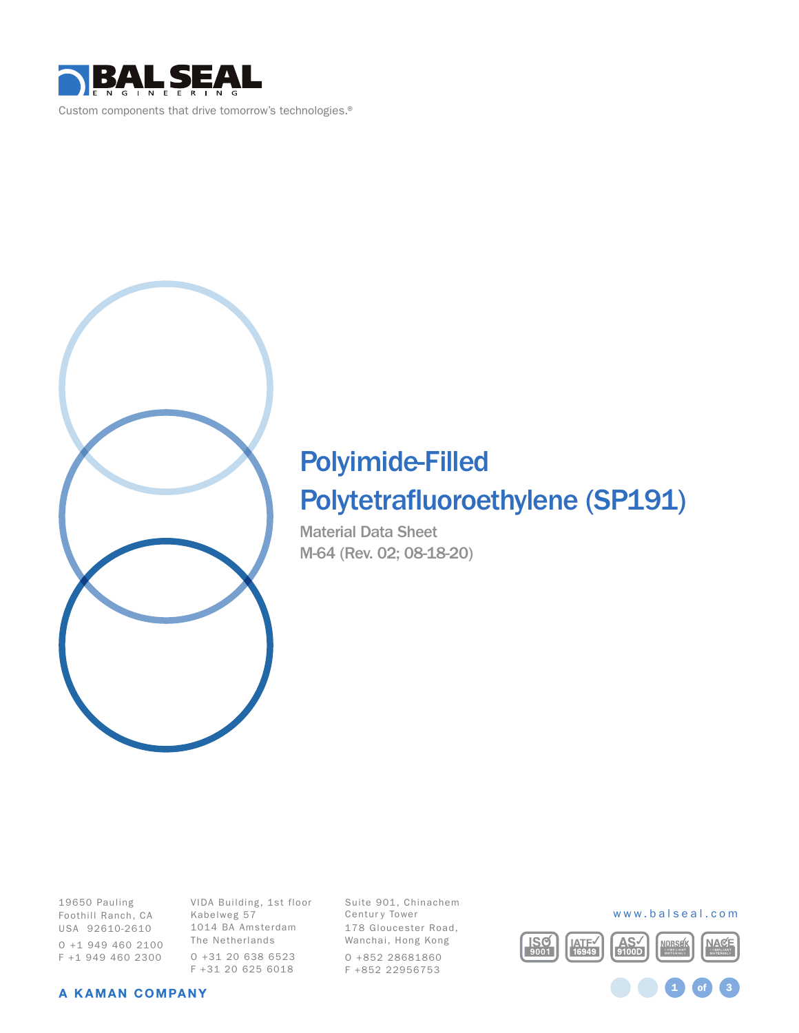# BAL SEAL ENGINEERING

Custom components that drive tomorrow's technologies.®

# Polyimide-Filled Polytetrafluoroethylene (SP191)

Material Data Sheet

M-64 (Rev. 02; 08-18-20)

19650 Pauling
Foothill Ranch, CA
USA 92610-2610
O +1 949 460 2100
F +1 949 460 2300

VIDA Building, 1st floor
Kabelweg 57
1014 BA Amsterdam
The Netherlands
O +31 20 638 6523
F +31 20 625 6018

Suite 901, Chinachem
Century Tower
178 Gloucester Road,
Wanchai, Hong Kong
O +852 28681860
F +852 22956753

www.balseal.com

ISO 9001 | IATF 16949 | AS 9100D | NORSOK COMPLIANT MATERIALS | NACE COMPLIANT MATERIALS

A KAMAN COMPANY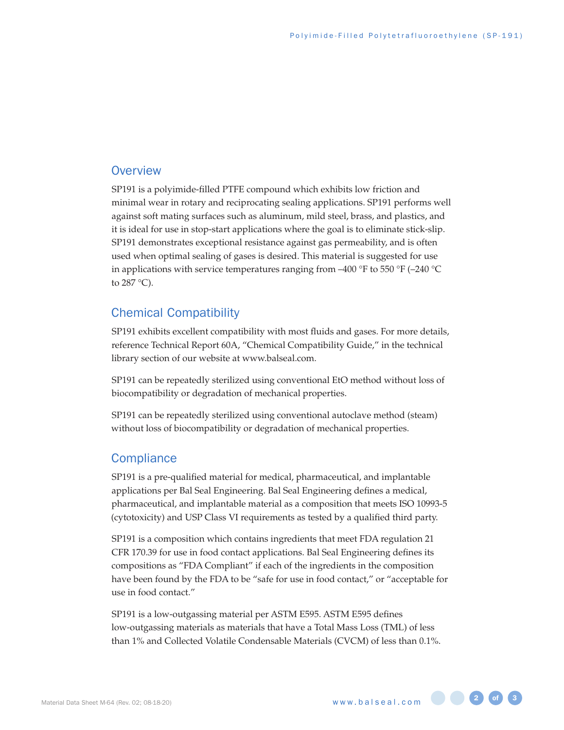## Overview

SP191 is a polyimide-filled PTFE compound which exhibits low friction and minimal wear in rotary and reciprocating sealing applications. SP191 performs well against soft mating surfaces such as aluminum, mild steel, brass, and plastics, and it is ideal for use in stop-start applications where the goal is to eliminate stick-slip. SP191 demonstrates exceptional resistance against gas permeability, and is often used when optimal sealing of gases is desired. This material is suggested for use in applications with service temperatures ranging from –400 °F to 550 °F (–240 °C to 287 °C).

## Chemical Compatibility

SP191 exhibits excellent compatibility with most fluids and gases. For more details, reference Technical Report 60A, "Chemical Compatibility Guide," in the technical library section of our website at www.balseal.com.

SP191 can be repeatedly sterilized using conventional EtO method without loss of biocompatibility or degradation of mechanical properties.

SP191 can be repeatedly sterilized using conventional autoclave method (steam) without loss of biocompatibility or degradation of mechanical properties.

## Compliance

SP191 is a pre-qualified material for medical, pharmaceutical, and implantable applications per Bal Seal Engineering. Bal Seal Engineering defines a medical, pharmaceutical, and implantable material as a composition that meets ISO 10993-5 (cytotoxicity) and USP Class VI requirements as tested by a qualified third party.

SP191 is a composition which contains ingredients that meet FDA regulation 21 CFR 170.39 for use in food contact applications. Bal Seal Engineering defines its compositions as "FDA Compliant" if each of the ingredients in the composition have been found by the FDA to be "safe for use in food contact," or "acceptable for use in food contact."

SP191 is a low-outgassing material per ASTM E595. ASTM E595 defines low-outgassing materials as materials that have a Total Mass Loss (TML) of less than 1% and Collected Volatile Condensable Materials (CVCM) of less than 0.1%.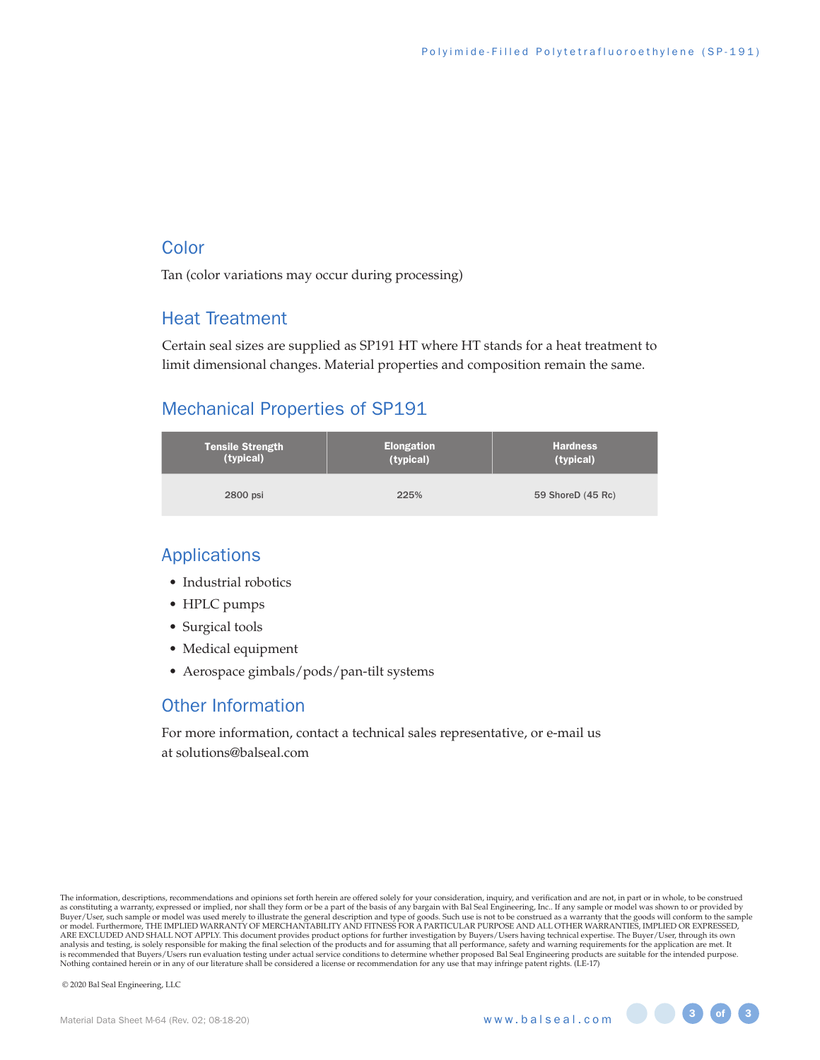## Color

Tan (color variations may occur during processing)

## Heat Treatment

Certain seal sizes are supplied as SP191 HT where HT stands for a heat treatment to limit dimensional changes. Material properties and composition remain the same.

## Mechanical Properties of SP191

| Tensile Strength (typical) | Elongation (typical) | Hardness (typical) |
|---|---|---|
| 2800 psi | 225% | 59 ShoreD (45 Rc) |

## Applications

- Industrial robotics
- HPLC pumps
- Surgical tools
- Medical equipment
- Aerospace gimbals/pods/pan-tilt systems

## Other Information

For more information, contact a technical sales representative, or e-mail us at solutions@balseal.com

The information, descriptions, recommendations and opinions set forth herein are offered solely for your consideration, inquiry, and verification and are not, in part or in whole, to be construed as constituting a warranty, expressed or implied, nor shall they form or be a part of the basis of any bargain with Bal Seal Engineering, Inc.. If any sample or model was shown to or provided by Buyer/User, such sample or model was used merely to illustrate the general description and type of goods. Such use is not to be construed as a warranty that the goods will conform to the sample or model. Furthermore, THE IMPLIED WARRANTY OF MERCHANTABILITY AND FITNESS FOR A PARTICULAR PURPOSE AND ALL OTHER WARRANTIES, IMPLIED OR EXPRESSED, ARE EXCLUDED AND SHALL NOT APPLY. This document provides product options for further investigation by Buyers/Users having technical expertise. The Buyer/User, through its own analysis and testing, is solely responsible for making the final selection of the products and for assuming that all performance, safety and warning requirements for the application are met. It is recommended that Buyers/Users run evaluation testing under actual service conditions to determine whether proposed Bal Seal Engineering products are suitable for the intended purpose. Nothing contained herein or in any of our literature shall be considered a license or recommendation for any use that may infringe patent rights. (LE-17)

© 2020 Bal Seal Engineering, LLC

Material Data Sheet M-64 (Rev. 02; 08-18-20)

www.balseal.com